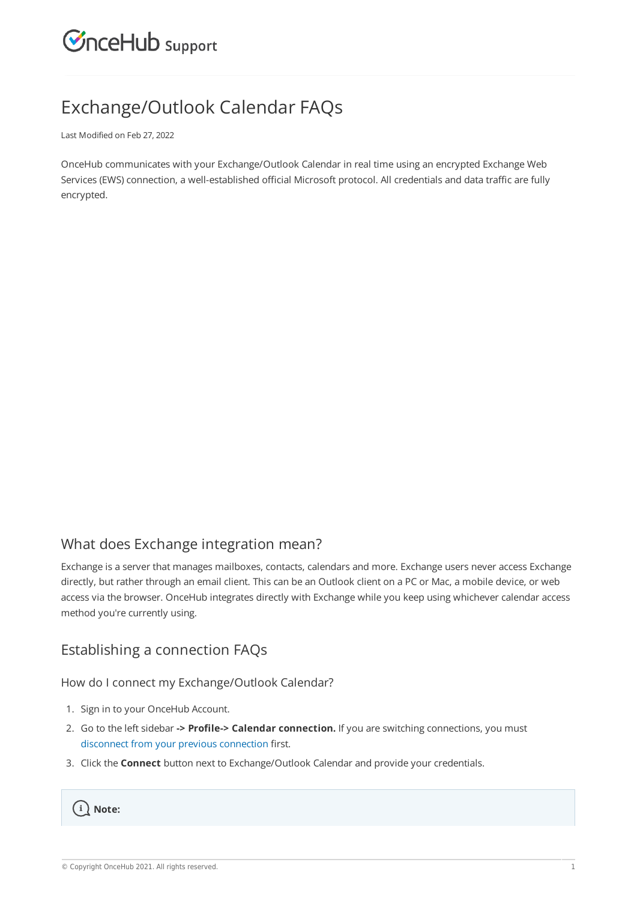# Exchange/Outlook Calendar FAQs

Last Modified on Feb 27, 2022

OnceHub communicates with your Exchange/Outlook Calendar in real time using an encrypted Exchange Web Services (EWS) connection, a well-established official Microsoft protocol. All credentials and data traffic are fully encrypted.

## What does Exchange integration mean?

Exchange is a server that manages mailboxes, contacts, calendars and more. Exchange users never access Exchange directly, but rather through an email client. This can be an Outlook client on a PC or Mac, a mobile device, or web access via the browser. OnceHub integrates directly with Exchange while you keep using whichever calendar access method you're currently using.

## Establishing a connection FAQs

### How do I connect my Exchange/Outlook Calendar?

1. Sign in to your OnceHub Account.
2. Go to the left sidebar **-> Profile-> Calendar connection.** If you are switching connections, you must disconnect from your previous connection first.
3. Click the **Connect** button next to Exchange/Outlook Calendar and provide your credentials.

**Note:**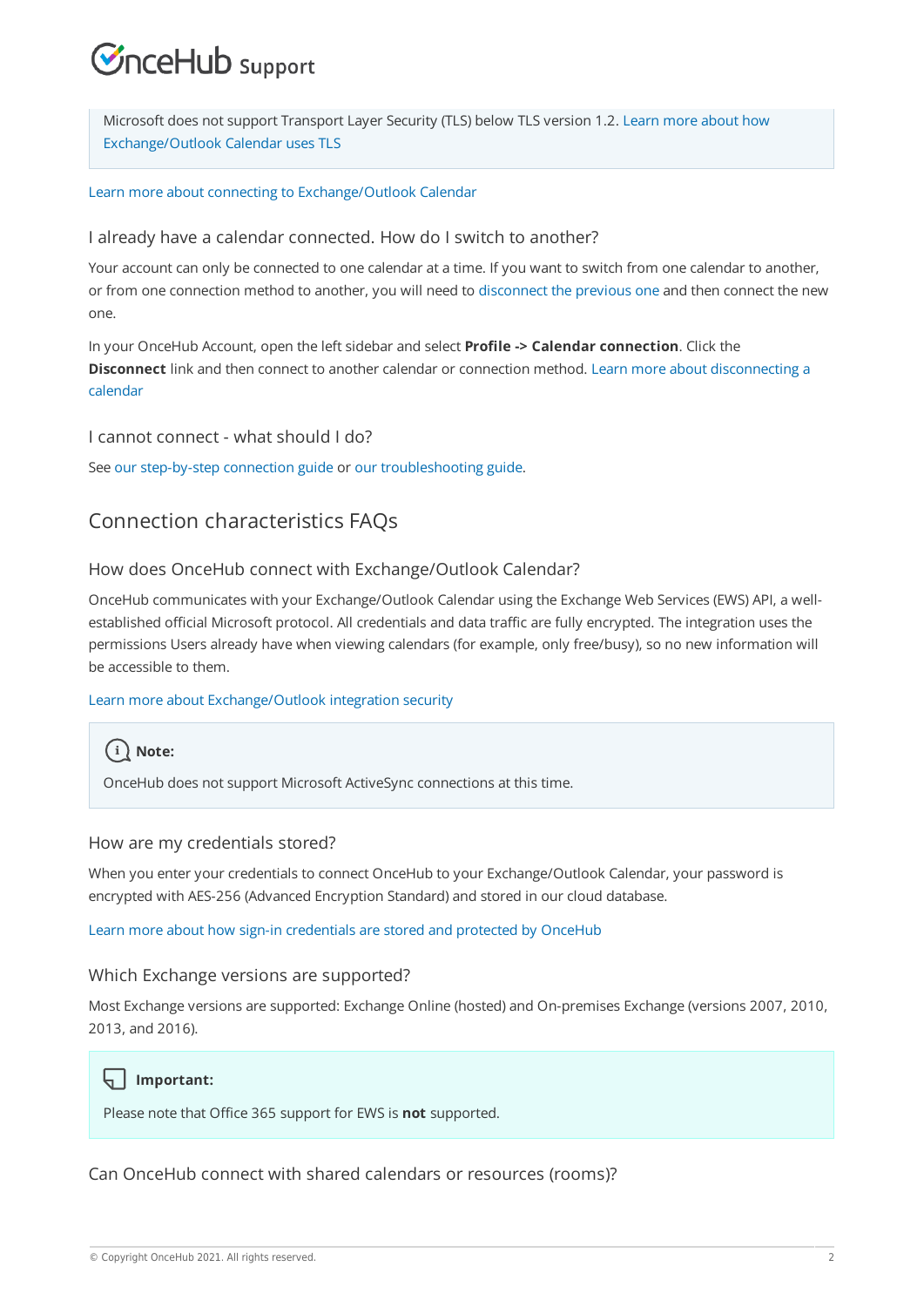Microsoft does not support Transport Layer Security (TLS) below TLS version 1.2. Learn more about how Exchange/Outlook Calendar uses TLS

Learn more about connecting to Exchange/Outlook Calendar

### I already have a calendar connected. How do I switch to another?

Your account can only be connected to one calendar at a time. If you want to switch from one calendar to another, or from one connection method to another, you will need to disconnect the previous one and then connect the new one.

In your OnceHub Account, open the left sidebar and select **Profile -> Calendar connection**. Click the **Disconnect** link and then connect to another calendar or connection method. Learn more about disconnecting a calendar

### I cannot connect - what should I do?

See our step-by-step connection guide or our troubleshooting guide.

## Connection characteristics FAQs

### How does OnceHub connect with Exchange/Outlook Calendar?

OnceHub communicates with your Exchange/Outlook Calendar using the Exchange Web Services (EWS) API, a well-established official Microsoft protocol. All credentials and data traffic are fully encrypted. The integration uses the permissions Users already have when viewing calendars (for example, only free/busy), so no new information will be accessible to them.

Learn more about Exchange/Outlook integration security

**Note:**

OnceHub does not support Microsoft ActiveSync connections at this time.

### How are my credentials stored?

When you enter your credentials to connect OnceHub to your Exchange/Outlook Calendar, your password is encrypted with AES-256 (Advanced Encryption Standard) and stored in our cloud database.

Learn more about how sign-in credentials are stored and protected by OnceHub

### Which Exchange versions are supported?

Most Exchange versions are supported: Exchange Online (hosted) and On-premises Exchange (versions 2007, 2010, 2013, and 2016).

**Important:**

Please note that Office 365 support for EWS is **not** supported.

### Can OnceHub connect with shared calendars or resources (rooms)?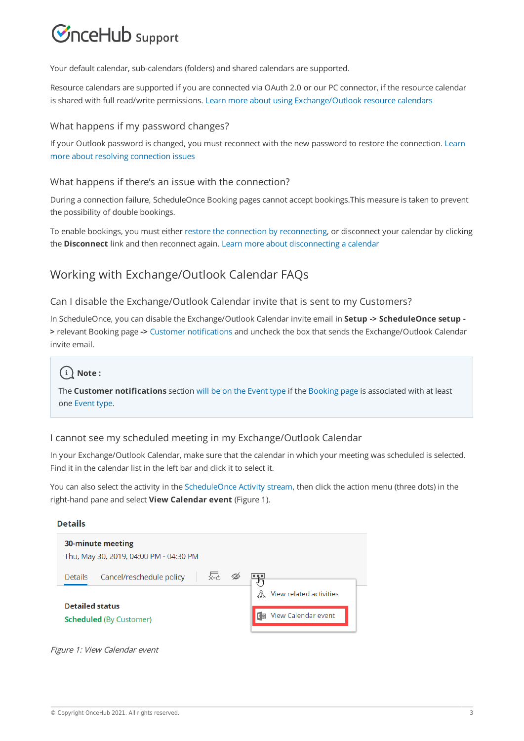Your default calendar, sub-calendars (folders) and shared calendars are supported.

Resource calendars are supported if you are connected via OAuth 2.0 or our PC connector, if the resource calendar is shared with full read/write permissions. Learn more about using Exchange/Outlook resource calendars

### What happens if my password changes?

If your Outlook password is changed, you must reconnect with the new password to restore the connection. Learn more about resolving connection issues

### What happens if there's an issue with the connection?

During a connection failure, ScheduleOnce Booking pages cannot accept bookings.This measure is taken to prevent the possibility of double bookings.

To enable bookings, you must either restore the connection by reconnecting, or disconnect your calendar by clicking the **Disconnect** link and then reconnect again. Learn more about disconnecting a calendar

## Working with Exchange/Outlook Calendar FAQs

### Can I disable the Exchange/Outlook Calendar invite that is sent to my Customers?

In ScheduleOnce, you can disable the Exchange/Outlook Calendar invite email in **Setup -> ScheduleOnce setup ->** relevant Booking page **->** Customer notifications and uncheck the box that sends the Exchange/Outlook Calendar invite email.

> **Note :**
>
> The **Customer notifications** section will be on the Event type if the Booking page is associated with at least one Event type.

### I cannot see my scheduled meeting in my Exchange/Outlook Calendar

In your Exchange/Outlook Calendar, make sure that the calendar in which your meeting was scheduled is selected. Find it in the calendar list in the left bar and click it to select it.

You can also select the activity in the ScheduleOnce Activity stream, then click the action menu (three dots) in the right-hand pane and select **View Calendar event** (Figure 1).

*Figure 1: View Calendar event*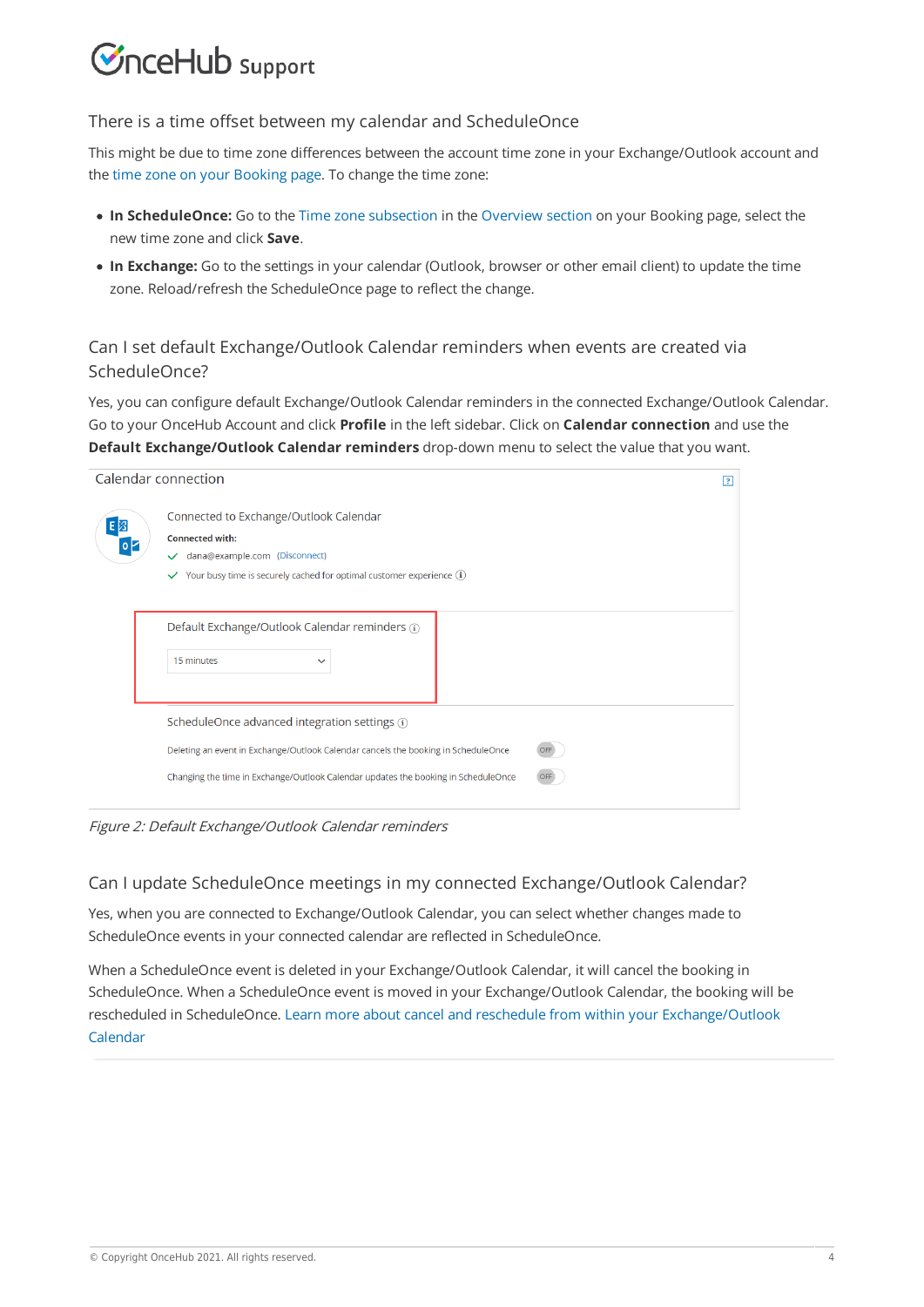## There is a time offset between my calendar and ScheduleOnce

This might be due to time zone differences between the account time zone in your Exchange/Outlook account and the time zone on your Booking page. To change the time zone:

- **In ScheduleOnce:** Go to the Time zone subsection in the Overview section on your Booking page, select the new time zone and click **Save**.
- **In Exchange:** Go to the settings in your calendar (Outlook, browser or other email client) to update the time zone. Reload/refresh the ScheduleOnce page to reflect the change.

## Can I set default Exchange/Outlook Calendar reminders when events are created via ScheduleOnce?

Yes, you can configure default Exchange/Outlook Calendar reminders in the connected Exchange/Outlook Calendar. Go to your OnceHub Account and click **Profile** in the left sidebar. Click on **Calendar connection** and use the **Default Exchange/Outlook Calendar reminders** drop-down menu to select the value that you want.

*Figure 2: Default Exchange/Outlook Calendar reminders*

## Can I update ScheduleOnce meetings in my connected Exchange/Outlook Calendar?

Yes, when you are connected to Exchange/Outlook Calendar, you can select whether changes made to ScheduleOnce events in your connected calendar are reflected in ScheduleOnce.

When a ScheduleOnce event is deleted in your Exchange/Outlook Calendar, it will cancel the booking in ScheduleOnce. When a ScheduleOnce event is moved in your Exchange/Outlook Calendar, the booking will be rescheduled in ScheduleOnce. Learn more about cancel and reschedule from within your Exchange/Outlook Calendar